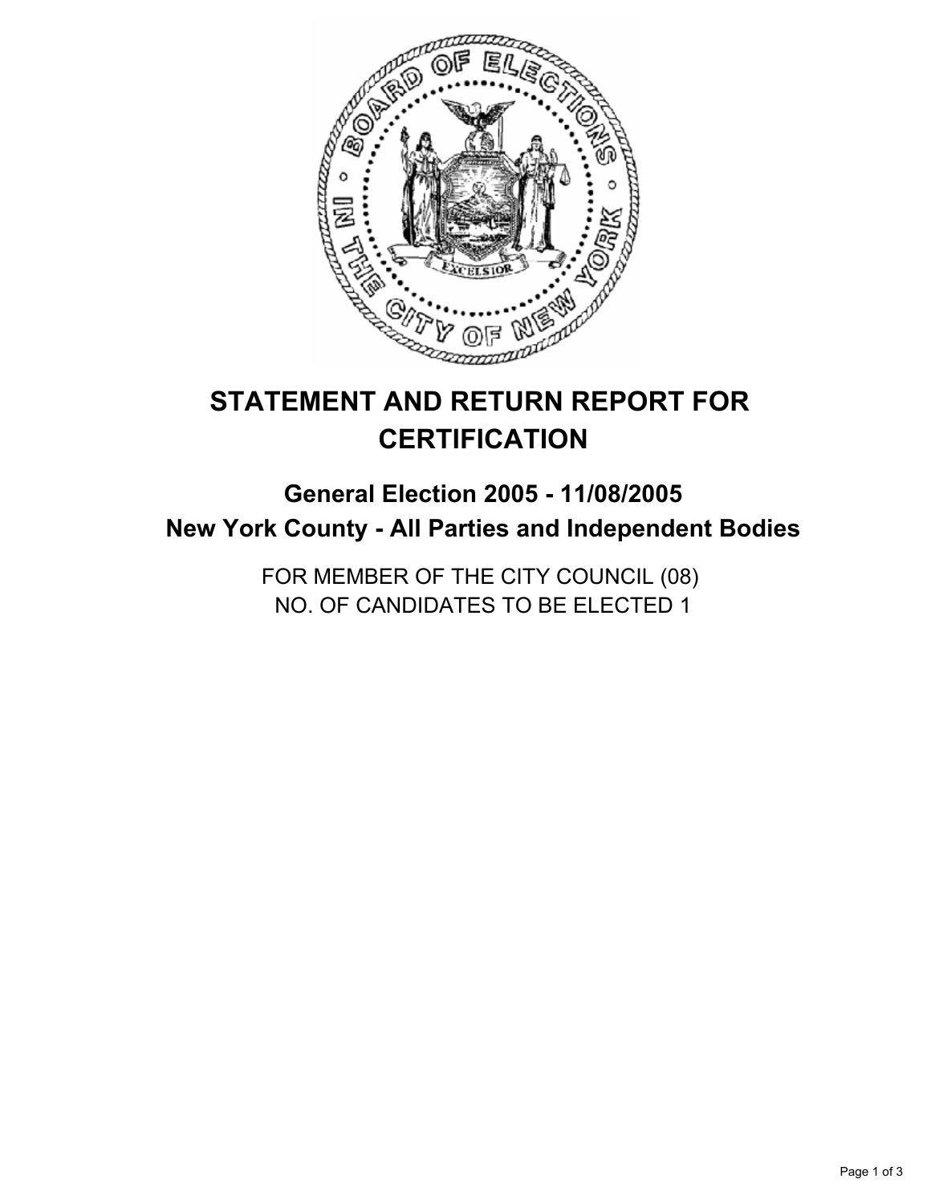# STATEMENT AND RETURN REPORT FOR CERTIFICATION

## General Election 2005 - 11/08/2005
## New York County - All Parties and Independent Bodies

FOR MEMBER OF THE CITY COUNCIL (08)
NO. OF CANDIDATES TO BE ELECTED 1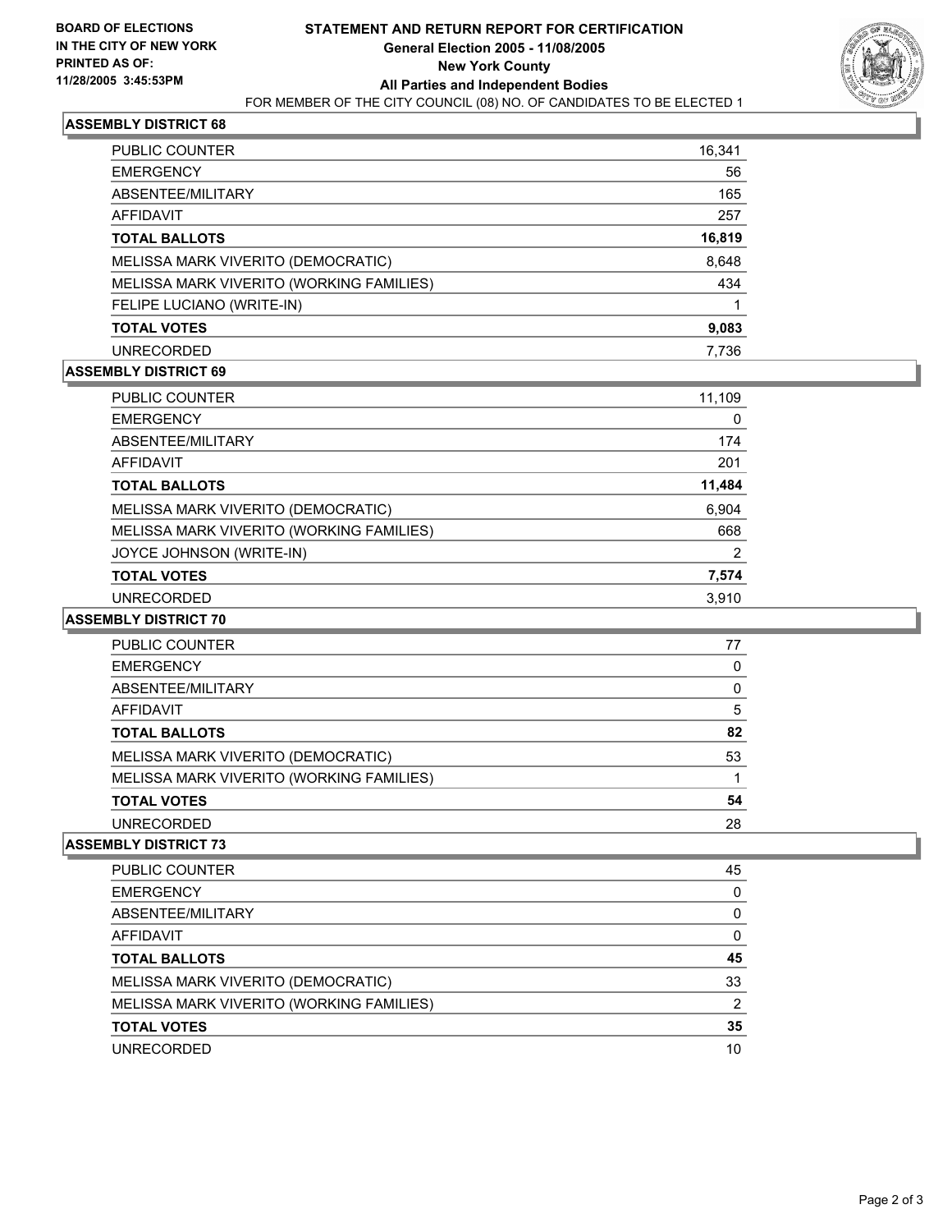**BOARD OF ELECTIONS IN THE CITY OF NEW YORK PRINTED AS OF: 11/28/2005 3:45:53PM**

# STATEMENT AND RETURN REPORT FOR CERTIFICATION
## General Election 2005 - 11/08/2005
## New York County
## All Parties and Independent Bodies
FOR MEMBER OF THE CITY COUNCIL (08) NO. OF CANDIDATES TO BE ELECTED 1

### ASSEMBLY DISTRICT 68

| | |
|---|---|
| PUBLIC COUNTER | 16,341 |
| EMERGENCY | 56 |
| ABSENTEE/MILITARY | 165 |
| AFFIDAVIT | 257 |
| **TOTAL BALLOTS** | **16,819** |
| MELISSA MARK VIVERITO (DEMOCRATIC) | 8,648 |
| MELISSA MARK VIVERITO (WORKING FAMILIES) | 434 |
| FELIPE LUCIANO (WRITE-IN) | 1 |
| **TOTAL VOTES** | **9,083** |
| UNRECORDED | 7,736 |

### ASSEMBLY DISTRICT 69

| | |
|---|---|
| PUBLIC COUNTER | 11,109 |
| EMERGENCY | 0 |
| ABSENTEE/MILITARY | 174 |
| AFFIDAVIT | 201 |
| **TOTAL BALLOTS** | **11,484** |
| MELISSA MARK VIVERITO (DEMOCRATIC) | 6,904 |
| MELISSA MARK VIVERITO (WORKING FAMILIES) | 668 |
| JOYCE JOHNSON (WRITE-IN) | 2 |
| **TOTAL VOTES** | **7,574** |
| UNRECORDED | 3,910 |

### ASSEMBLY DISTRICT 70

| | |
|---|---|
| PUBLIC COUNTER | 77 |
| EMERGENCY | 0 |
| ABSENTEE/MILITARY | 0 |
| AFFIDAVIT | 5 |
| **TOTAL BALLOTS** | **82** |
| MELISSA MARK VIVERITO (DEMOCRATIC) | 53 |
| MELISSA MARK VIVERITO (WORKING FAMILIES) | 1 |
| **TOTAL VOTES** | **54** |
| UNRECORDED | 28 |

### ASSEMBLY DISTRICT 73

| | |
|---|---|
| PUBLIC COUNTER | 45 |
| EMERGENCY | 0 |
| ABSENTEE/MILITARY | 0 |
| AFFIDAVIT | 0 |
| **TOTAL BALLOTS** | **45** |
| MELISSA MARK VIVERITO (DEMOCRATIC) | 33 |
| MELISSA MARK VIVERITO (WORKING FAMILIES) | 2 |
| **TOTAL VOTES** | **35** |
| UNRECORDED | 10 |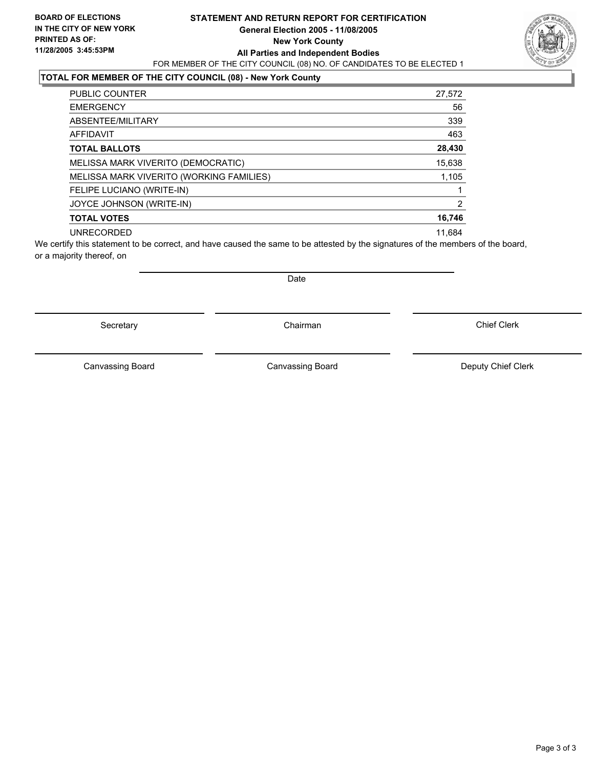**BOARD OF ELECTIONS IN THE CITY OF NEW YORK PRINTED AS OF: 11/28/2005 3:45:53PM**

**STATEMENT AND RETURN REPORT FOR CERTIFICATION**
**General Election 2005 - 11/08/2005**
**New York County**
**All Parties and Independent Bodies**
FOR MEMBER OF THE CITY COUNCIL (08) NO. OF CANDIDATES TO BE ELECTED 1

## TOTAL FOR MEMBER OF THE CITY COUNCIL (08) - New York County

| | |
|---|---|
| PUBLIC COUNTER | 27,572 |
| EMERGENCY | 56 |
| ABSENTEE/MILITARY | 339 |
| AFFIDAVIT | 463 |
| **TOTAL BALLOTS** | **28,430** |
| MELISSA MARK VIVERITO (DEMOCRATIC) | 15,638 |
| MELISSA MARK VIVERITO (WORKING FAMILIES) | 1,105 |
| FELIPE LUCIANO (WRITE-IN) | 1 |
| JOYCE JOHNSON (WRITE-IN) | 2 |
| **TOTAL VOTES** | **16,746** |
| UNRECORDED | 11,684 |

We certify this statement to be correct, and have caused the same to be attested by the signatures of the members of the board, or a majority thereof, on

Date

Secretary

Chairman

Chief Clerk

Canvassing Board

Canvassing Board

Deputy Chief Clerk